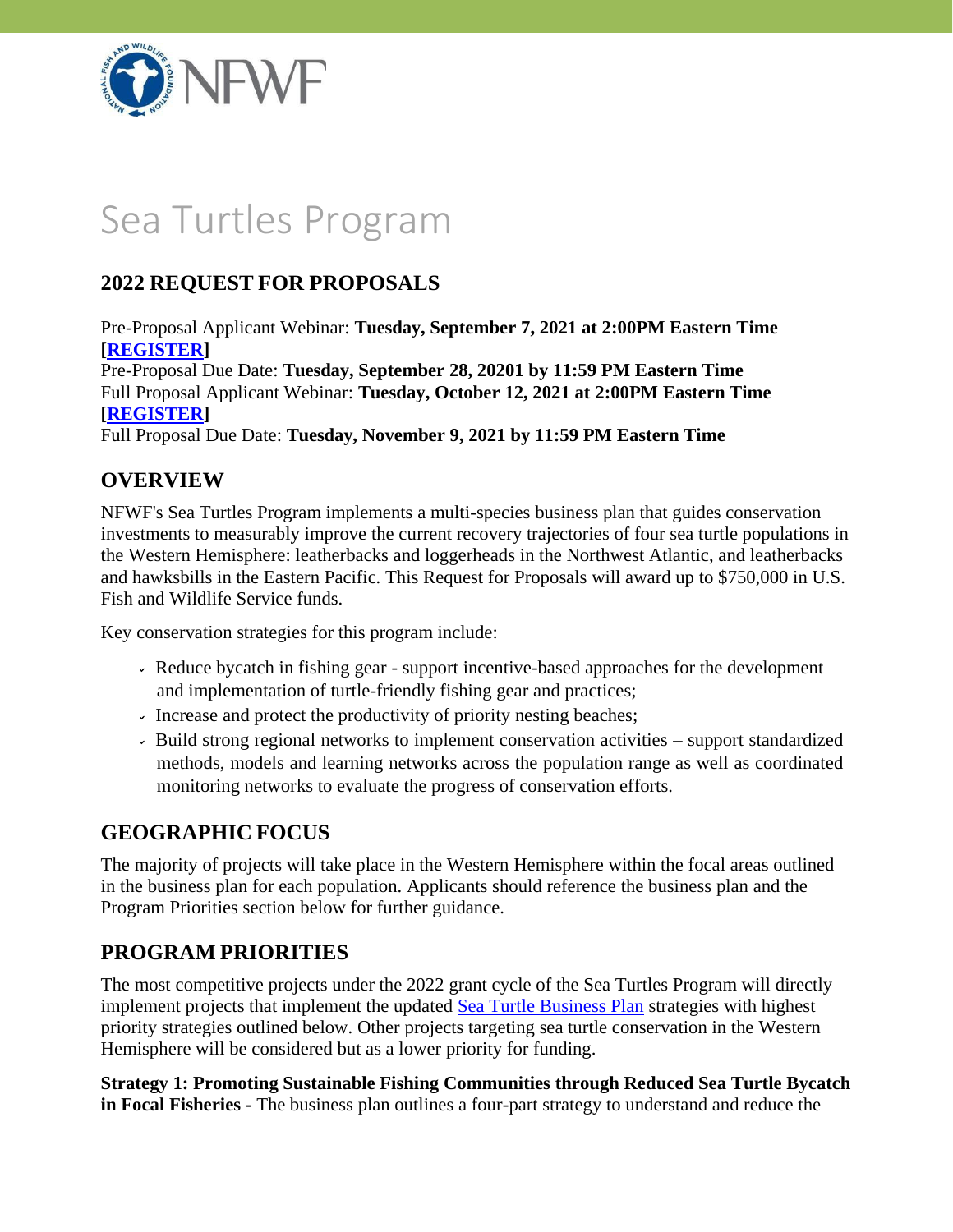# Sea Turtles Program

## 2022 REQUEST FOR PROPOSALS

Pre-Proposal Applicant Webinar: **Tuesday, September 7, 2021 at 2:00PM Eastern Time [REGISTER]**
Pre-Proposal Due Date: **Tuesday, September 28, 20201 by 11:59 PM Eastern Time**
Full Proposal Applicant Webinar: **Tuesday, October 12, 2021 at 2:00PM Eastern Time [REGISTER]**
Full Proposal Due Date: **Tuesday, November 9, 2021 by 11:59 PM Eastern Time**

## OVERVIEW

NFWF's Sea Turtles Program implements a multi-species business plan that guides conservation investments to measurably improve the current recovery trajectories of four sea turtle populations in the Western Hemisphere: leatherbacks and loggerheads in the Northwest Atlantic, and leatherbacks and hawksbills in the Eastern Pacific. This Request for Proposals will award up to $750,000 in U.S. Fish and Wildlife Service funds.

Key conservation strategies for this program include:

- Reduce bycatch in fishing gear - support incentive-based approaches for the development and implementation of turtle-friendly fishing gear and practices;
- Increase and protect the productivity of priority nesting beaches;
- Build strong regional networks to implement conservation activities – support standardized methods, models and learning networks across the population range as well as coordinated monitoring networks to evaluate the progress of conservation efforts.

## GEOGRAPHIC FOCUS

The majority of projects will take place in the Western Hemisphere within the focal areas outlined in the business plan for each population. Applicants should reference the business plan and the Program Priorities section below for further guidance.

## PROGRAM PRIORITIES

The most competitive projects under the 2022 grant cycle of the Sea Turtles Program will directly implement projects that implement the updated Sea Turtle Business Plan strategies with highest priority strategies outlined below. Other projects targeting sea turtle conservation in the Western Hemisphere will be considered but as a lower priority for funding.

**Strategy 1: Promoting Sustainable Fishing Communities through Reduced Sea Turtle Bycatch in Focal Fisheries -** The business plan outlines a four-part strategy to understand and reduce the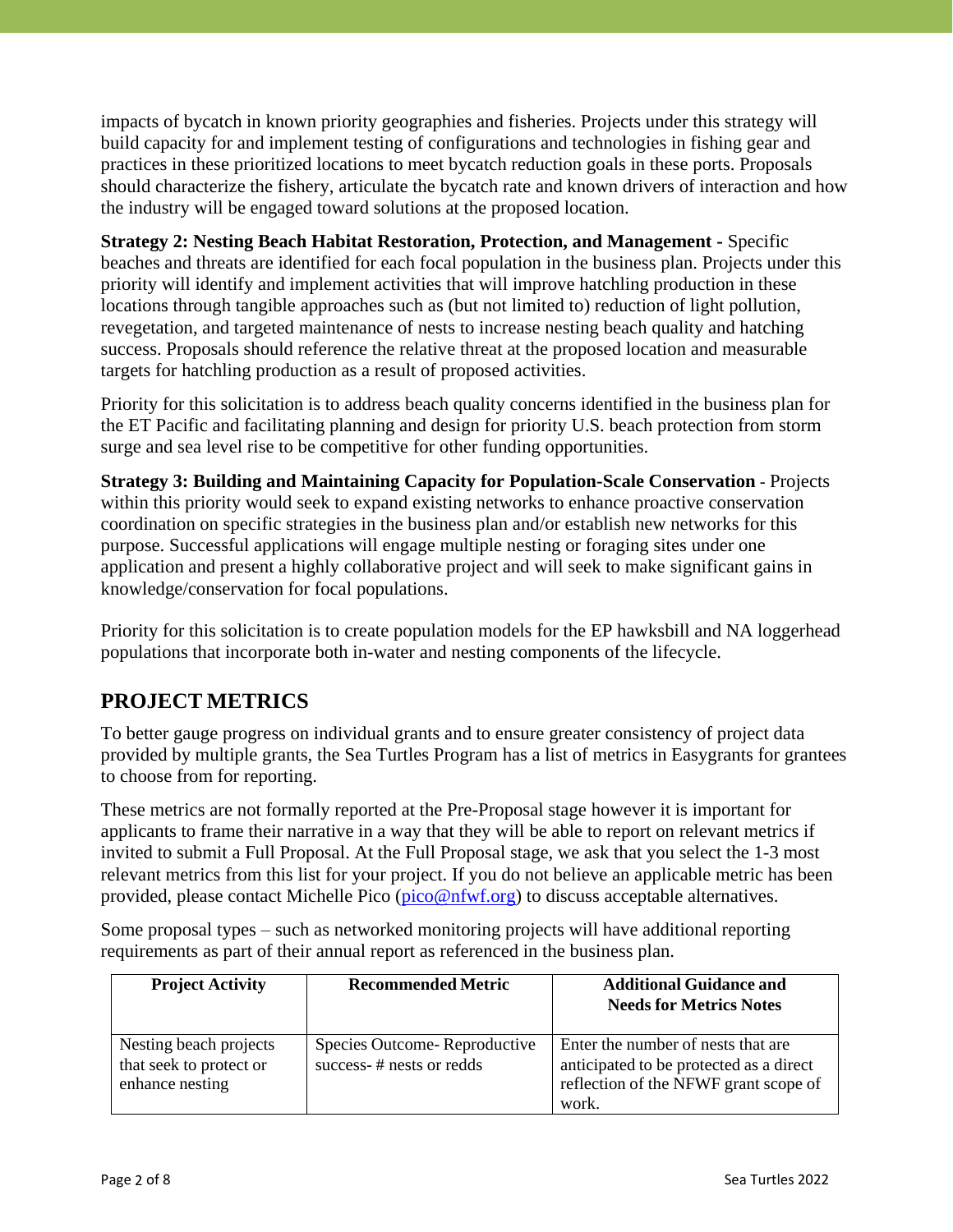impacts of bycatch in known priority geographies and fisheries. Projects under this strategy will build capacity for and implement testing of configurations and technologies in fishing gear and practices in these prioritized locations to meet bycatch reduction goals in these ports. Proposals should characterize the fishery, articulate the bycatch rate and known drivers of interaction and how the industry will be engaged toward solutions at the proposed location.

**Strategy 2: Nesting Beach Habitat Restoration, Protection, and Management -** Specific beaches and threats are identified for each focal population in the business plan. Projects under this priority will identify and implement activities that will improve hatchling production in these locations through tangible approaches such as (but not limited to) reduction of light pollution, revegetation, and targeted maintenance of nests to increase nesting beach quality and hatching success. Proposals should reference the relative threat at the proposed location and measurable targets for hatchling production as a result of proposed activities.

Priority for this solicitation is to address beach quality concerns identified in the business plan for the ET Pacific and facilitating planning and design for priority U.S. beach protection from storm surge and sea level rise to be competitive for other funding opportunities.

**Strategy 3: Building and Maintaining Capacity for Population-Scale Conservation** - Projects within this priority would seek to expand existing networks to enhance proactive conservation coordination on specific strategies in the business plan and/or establish new networks for this purpose. Successful applications will engage multiple nesting or foraging sites under one application and present a highly collaborative project and will seek to make significant gains in knowledge/conservation for focal populations.

Priority for this solicitation is to create population models for the EP hawksbill and NA loggerhead populations that incorporate both in-water and nesting components of the lifecycle.

## PROJECT METRICS

To better gauge progress on individual grants and to ensure greater consistency of project data provided by multiple grants, the Sea Turtles Program has a list of metrics in Easygrants for grantees to choose from for reporting.

These metrics are not formally reported at the Pre-Proposal stage however it is important for applicants to frame their narrative in a way that they will be able to report on relevant metrics if invited to submit a Full Proposal. At the Full Proposal stage, we ask that you select the 1-3 most relevant metrics from this list for your project. If you do not believe an applicable metric has been provided, please contact Michelle Pico (pico@nfwf.org) to discuss acceptable alternatives.

Some proposal types – such as networked monitoring projects will have additional reporting requirements as part of their annual report as referenced in the business plan.

| Project Activity | Recommended Metric | Additional Guidance and Needs for Metrics Notes |
|---|---|---|
| Nesting beach projects that seek to protect or enhance nesting | Species Outcome- Reproductive success- # nests or redds | Enter the number of nests that are anticipated to be protected as a direct reflection of the NFWF grant scope of work. |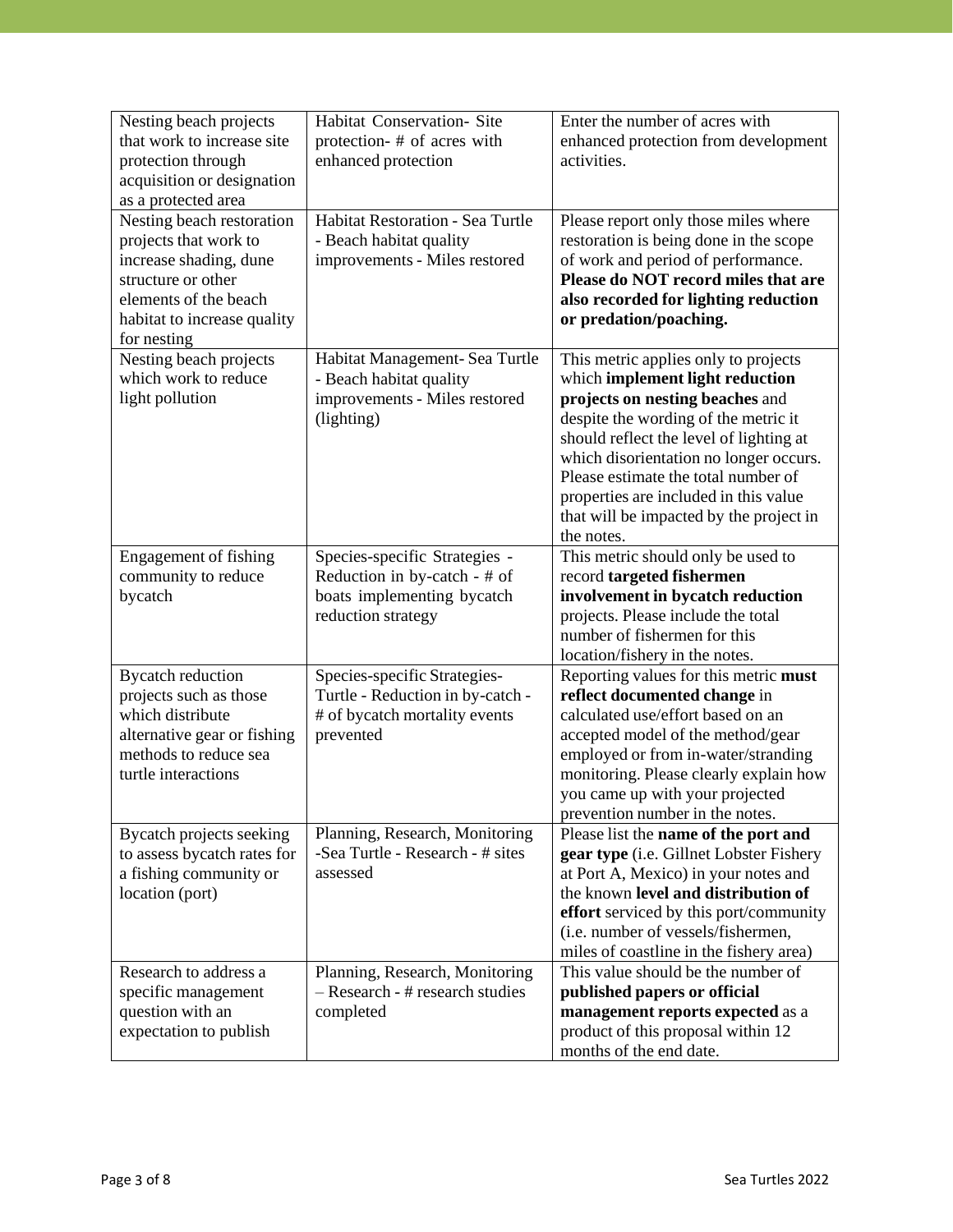| | | |
|---|---|---|
| Nesting beach projects that work to increase site protection through acquisition or designation as a protected area | Habitat Conservation- Site protection- # of acres with enhanced protection | Enter the number of acres with enhanced protection from development activities. |
| Nesting beach restoration projects that work to increase shading, dune structure or other elements of the beach habitat to increase quality for nesting | Habitat Restoration - Sea Turtle - Beach habitat quality improvements - Miles restored | Please report only those miles where restoration is being done in the scope of work and period of performance. **Please do NOT record miles that are also recorded for lighting reduction or predation/poaching.** |
| Nesting beach projects which work to reduce light pollution | Habitat Management- Sea Turtle - Beach habitat quality improvements - Miles restored (lighting) | This metric applies only to projects which **implement light reduction projects on nesting beaches** and despite the wording of the metric it should reflect the level of lighting at which disorientation no longer occurs. Please estimate the total number of properties are included in this value that will be impacted by the project in the notes. |
| Engagement of fishing community to reduce bycatch | Species-specific Strategies - Reduction in by-catch - # of boats implementing bycatch reduction strategy | This metric should only be used to record **targeted fishermen involvement in bycatch reduction** projects. Please include the total number of fishermen for this location/fishery in the notes. |
| Bycatch reduction projects such as those which distribute alternative gear or fishing methods to reduce sea turtle interactions | Species-specific Strategies- Turtle - Reduction in by-catch - # of bycatch mortality events prevented | Reporting values for this metric **must reflect documented change** in calculated use/effort based on an accepted model of the method/gear employed or from in-water/stranding monitoring. Please clearly explain how you came up with your projected prevention number in the notes. |
| Bycatch projects seeking to assess bycatch rates for a fishing community or location (port) | Planning, Research, Monitoring -Sea Turtle - Research - # sites assessed | Please list the **name of the port and gear type** (i.e. Gillnet Lobster Fishery at Port A, Mexico) in your notes and the known **level and distribution of effort** serviced by this port/community (i.e. number of vessels/fishermen, miles of coastline in the fishery area) |
| Research to address a specific management question with an expectation to publish | Planning, Research, Monitoring – Research - # research studies completed | This value should be the number of **published papers or official management reports expected** as a product of this proposal within 12 months of the end date. |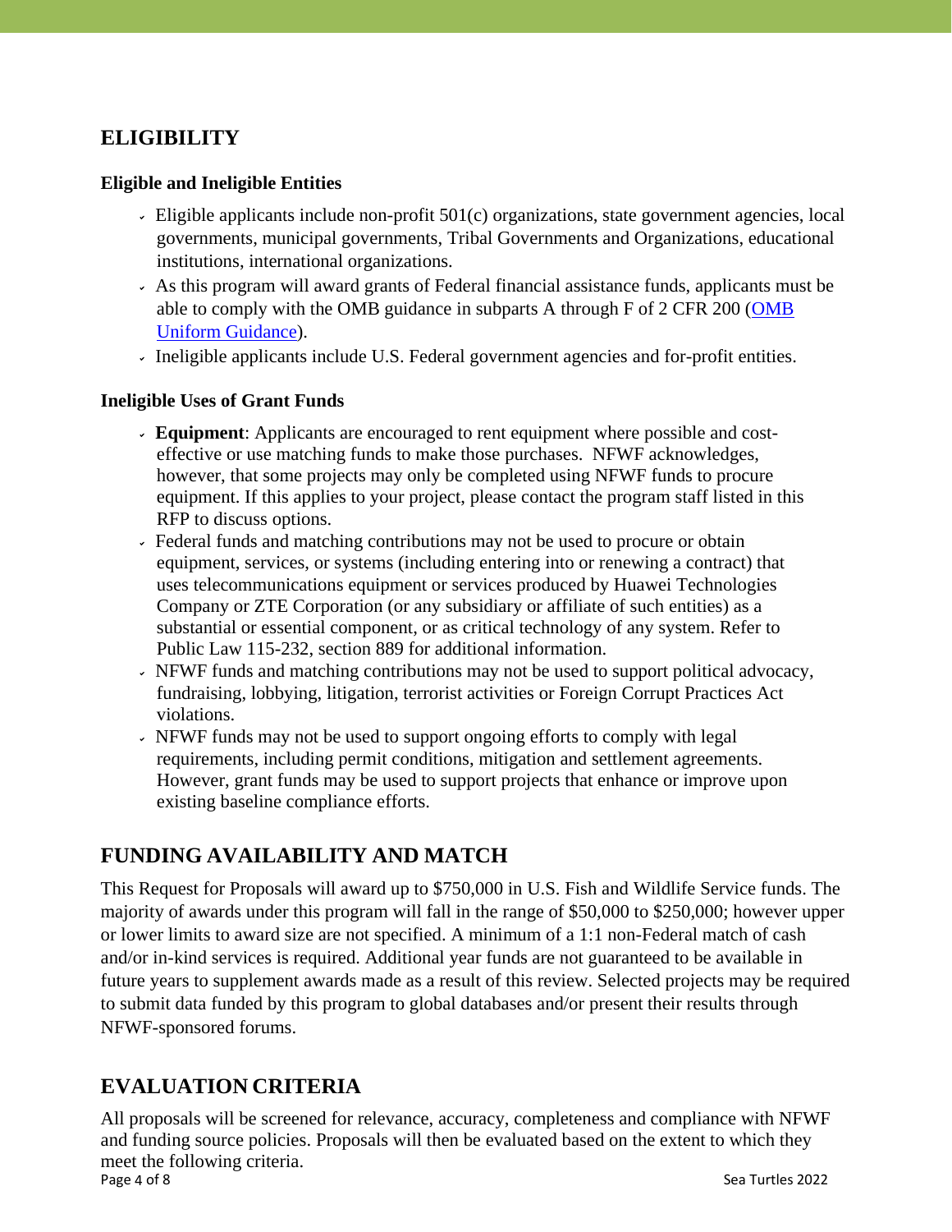## ELIGIBILITY

### Eligible and Ineligible Entities

- Eligible applicants include non-profit 501(c) organizations, state government agencies, local governments, municipal governments, Tribal Governments and Organizations, educational institutions, international organizations.
- As this program will award grants of Federal financial assistance funds, applicants must be able to comply with the OMB guidance in subparts A through F of 2 CFR 200 (OMB Uniform Guidance).
- Ineligible applicants include U.S. Federal government agencies and for-profit entities.

### Ineligible Uses of Grant Funds

- **Equipment**: Applicants are encouraged to rent equipment where possible and cost-effective or use matching funds to make those purchases. NFWF acknowledges, however, that some projects may only be completed using NFWF funds to procure equipment. If this applies to your project, please contact the program staff listed in this RFP to discuss options.
- Federal funds and matching contributions may not be used to procure or obtain equipment, services, or systems (including entering into or renewing a contract) that uses telecommunications equipment or services produced by Huawei Technologies Company or ZTE Corporation (or any subsidiary or affiliate of such entities) as a substantial or essential component, or as critical technology of any system. Refer to Public Law 115-232, section 889 for additional information.
- NFWF funds and matching contributions may not be used to support political advocacy, fundraising, lobbying, litigation, terrorist activities or Foreign Corrupt Practices Act violations.
- NFWF funds may not be used to support ongoing efforts to comply with legal requirements, including permit conditions, mitigation and settlement agreements. However, grant funds may be used to support projects that enhance or improve upon existing baseline compliance efforts.

## FUNDING AVAILABILITY AND MATCH

This Request for Proposals will award up to $750,000 in U.S. Fish and Wildlife Service funds. The majority of awards under this program will fall in the range of $50,000 to $250,000; however upper or lower limits to award size are not specified. A minimum of a 1:1 non-Federal match of cash and/or in-kind services is required. Additional year funds are not guaranteed to be available in future years to supplement awards made as a result of this review. Selected projects may be required to submit data funded by this program to global databases and/or present their results through NFWF-sponsored forums.

## EVALUATION CRITERIA

All proposals will be screened for relevance, accuracy, completeness and compliance with NFWF and funding source policies. Proposals will then be evaluated based on the extent to which they meet the following criteria.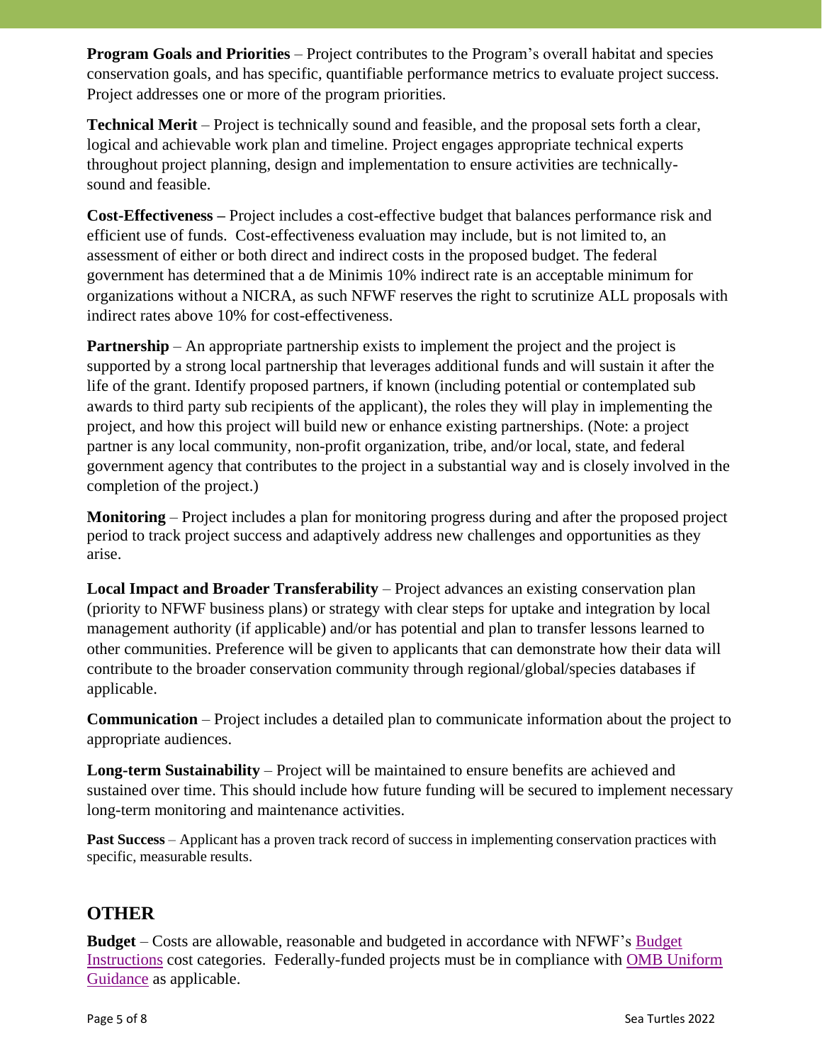**Program Goals and Priorities** – Project contributes to the Program's overall habitat and species conservation goals, and has specific, quantifiable performance metrics to evaluate project success. Project addresses one or more of the program priorities.

**Technical Merit** – Project is technically sound and feasible, and the proposal sets forth a clear, logical and achievable work plan and timeline. Project engages appropriate technical experts throughout project planning, design and implementation to ensure activities are technically-sound and feasible.

**Cost-Effectiveness –** Project includes a cost-effective budget that balances performance risk and efficient use of funds. Cost-effectiveness evaluation may include, but is not limited to, an assessment of either or both direct and indirect costs in the proposed budget. The federal government has determined that a de Minimis 10% indirect rate is an acceptable minimum for organizations without a NICRA, as such NFWF reserves the right to scrutinize ALL proposals with indirect rates above 10% for cost-effectiveness.

**Partnership** – An appropriate partnership exists to implement the project and the project is supported by a strong local partnership that leverages additional funds and will sustain it after the life of the grant. Identify proposed partners, if known (including potential or contemplated sub awards to third party sub recipients of the applicant), the roles they will play in implementing the project, and how this project will build new or enhance existing partnerships. (Note: a project partner is any local community, non-profit organization, tribe, and/or local, state, and federal government agency that contributes to the project in a substantial way and is closely involved in the completion of the project.)

**Monitoring** – Project includes a plan for monitoring progress during and after the proposed project period to track project success and adaptively address new challenges and opportunities as they arise.

**Local Impact and Broader Transferability** – Project advances an existing conservation plan (priority to NFWF business plans) or strategy with clear steps for uptake and integration by local management authority (if applicable) and/or has potential and plan to transfer lessons learned to other communities. Preference will be given to applicants that can demonstrate how their data will contribute to the broader conservation community through regional/global/species databases if applicable.

**Communication** – Project includes a detailed plan to communicate information about the project to appropriate audiences.

**Long-term Sustainability** – Project will be maintained to ensure benefits are achieved and sustained over time. This should include how future funding will be secured to implement necessary long-term monitoring and maintenance activities.

**Past Success** – Applicant has a proven track record of success in implementing conservation practices with specific, measurable results.

## OTHER

**Budget** – Costs are allowable, reasonable and budgeted in accordance with NFWF's Budget Instructions cost categories. Federally-funded projects must be in compliance with OMB Uniform Guidance as applicable.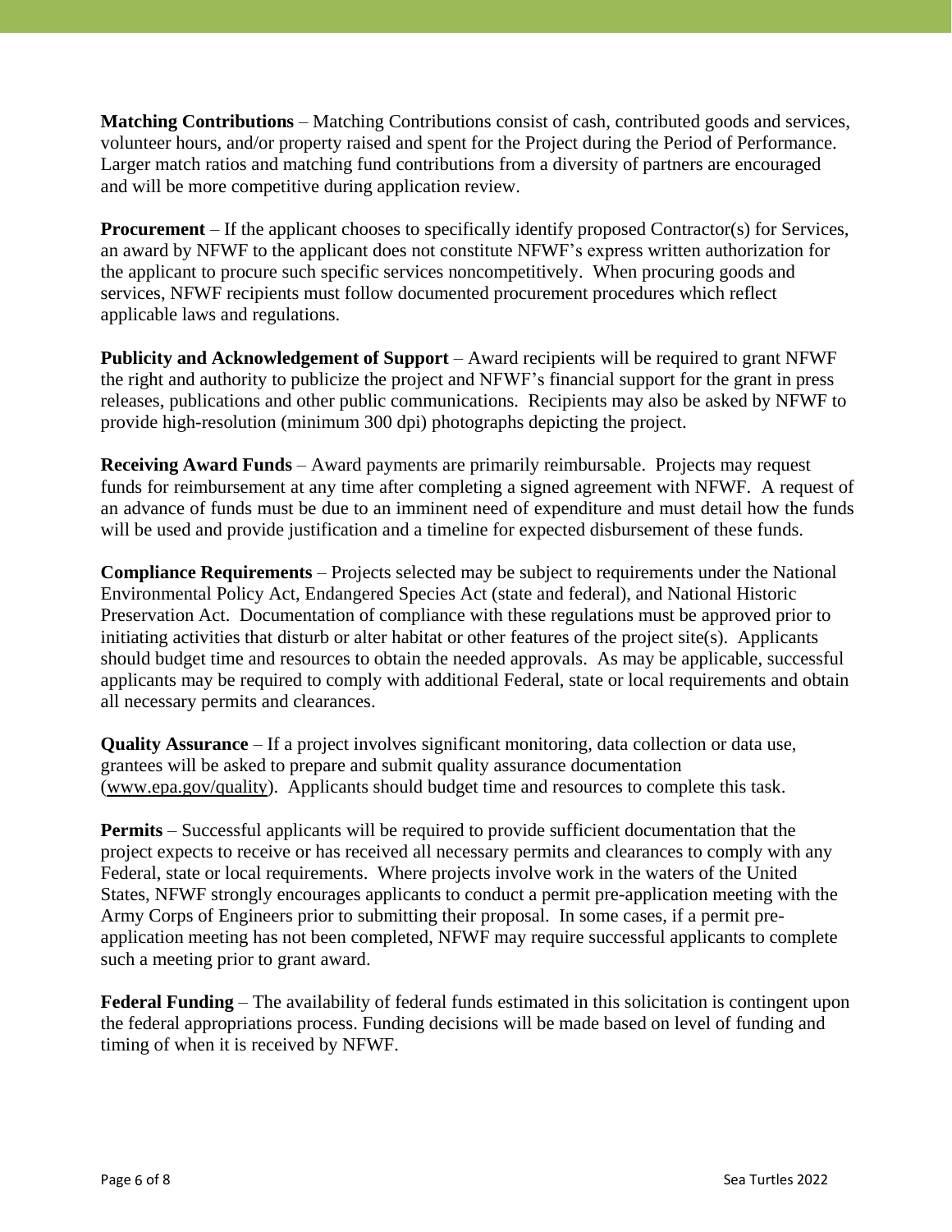**Matching Contributions** – Matching Contributions consist of cash, contributed goods and services, volunteer hours, and/or property raised and spent for the Project during the Period of Performance. Larger match ratios and matching fund contributions from a diversity of partners are encouraged and will be more competitive during application review.

**Procurement** – If the applicant chooses to specifically identify proposed Contractor(s) for Services, an award by NFWF to the applicant does not constitute NFWF's express written authorization for the applicant to procure such specific services noncompetitively. When procuring goods and services, NFWF recipients must follow documented procurement procedures which reflect applicable laws and regulations.

**Publicity and Acknowledgement of Support** – Award recipients will be required to grant NFWF the right and authority to publicize the project and NFWF's financial support for the grant in press releases, publications and other public communications. Recipients may also be asked by NFWF to provide high-resolution (minimum 300 dpi) photographs depicting the project.

**Receiving Award Funds** – Award payments are primarily reimbursable. Projects may request funds for reimbursement at any time after completing a signed agreement with NFWF. A request of an advance of funds must be due to an imminent need of expenditure and must detail how the funds will be used and provide justification and a timeline for expected disbursement of these funds.

**Compliance Requirements** – Projects selected may be subject to requirements under the National Environmental Policy Act, Endangered Species Act (state and federal), and National Historic Preservation Act. Documentation of compliance with these regulations must be approved prior to initiating activities that disturb or alter habitat or other features of the project site(s). Applicants should budget time and resources to obtain the needed approvals. As may be applicable, successful applicants may be required to comply with additional Federal, state or local requirements and obtain all necessary permits and clearances.

**Quality Assurance** – If a project involves significant monitoring, data collection or data use, grantees will be asked to prepare and submit quality assurance documentation (www.epa.gov/quality). Applicants should budget time and resources to complete this task.

**Permits** – Successful applicants will be required to provide sufficient documentation that the project expects to receive or has received all necessary permits and clearances to comply with any Federal, state or local requirements. Where projects involve work in the waters of the United States, NFWF strongly encourages applicants to conduct a permit pre-application meeting with the Army Corps of Engineers prior to submitting their proposal. In some cases, if a permit pre-application meeting has not been completed, NFWF may require successful applicants to complete such a meeting prior to grant award.

**Federal Funding** – The availability of federal funds estimated in this solicitation is contingent upon the federal appropriations process. Funding decisions will be made based on level of funding and timing of when it is received by NFWF.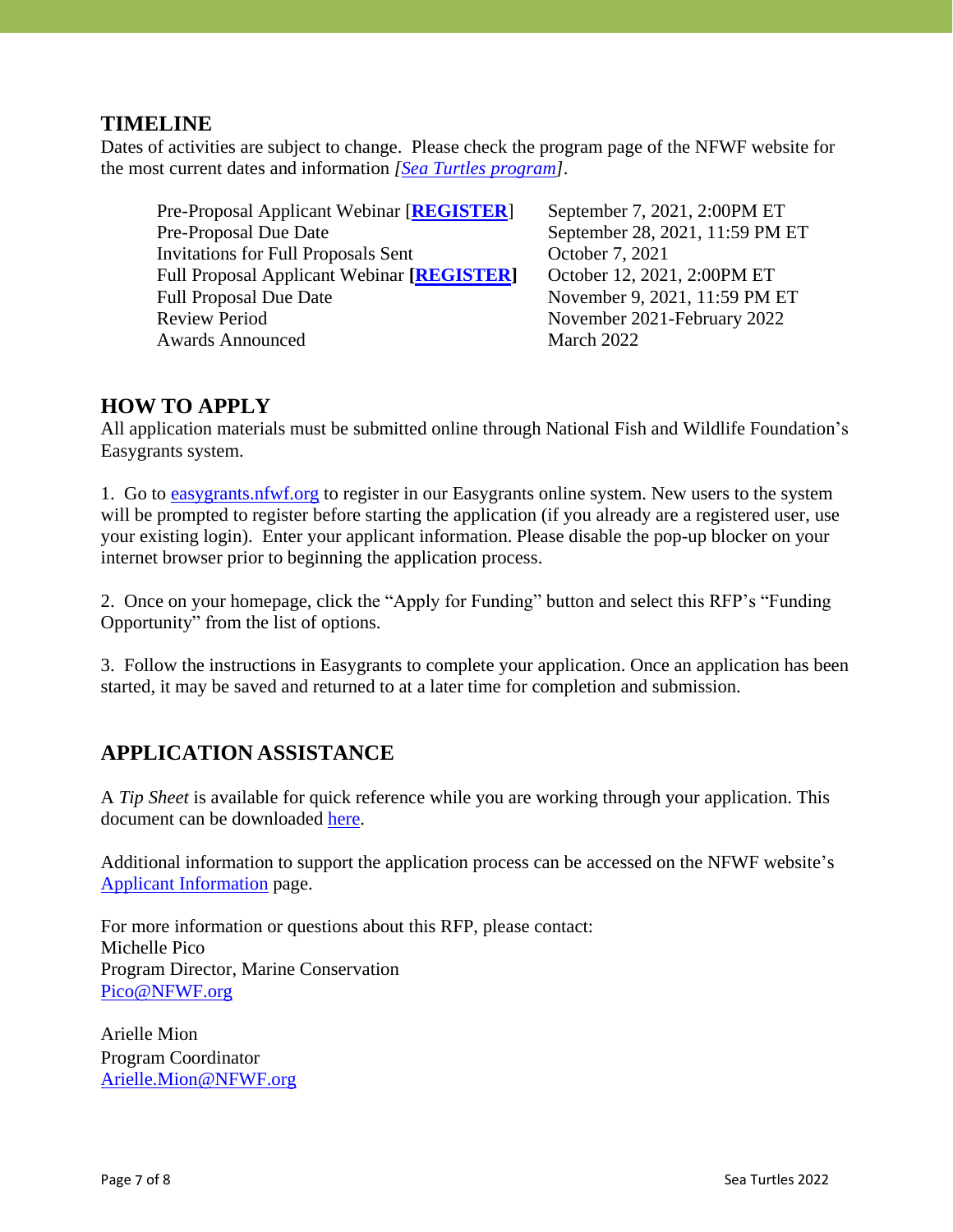## TIMELINE

Dates of activities are subject to change. Please check the program page of the NFWF website for the most current dates and information *[Sea Turtles program]*.

| | |
|---|---|
| Pre-Proposal Applicant Webinar [**REGISTER**] | September 7, 2021, 2:00PM ET |
| Pre-Proposal Due Date | September 28, 2021, 11:59 PM ET |
| Invitations for Full Proposals Sent | October 7, 2021 |
| Full Proposal Applicant Webinar **[REGISTER]** | October 12, 2021, 2:00PM ET |
| Full Proposal Due Date | November 9, 2021, 11:59 PM ET |
| Review Period | November 2021-February 2022 |
| Awards Announced | March 2022 |

## HOW TO APPLY

All application materials must be submitted online through National Fish and Wildlife Foundation's Easygrants system.

1. Go to easygrants.nfwf.org to register in our Easygrants online system. New users to the system will be prompted to register before starting the application (if you already are a registered user, use your existing login). Enter your applicant information. Please disable the pop-up blocker on your internet browser prior to beginning the application process.

2. Once on your homepage, click the "Apply for Funding" button and select this RFP's "Funding Opportunity" from the list of options.

3. Follow the instructions in Easygrants to complete your application. Once an application has been started, it may be saved and returned to at a later time for completion and submission.

## APPLICATION ASSISTANCE

A *Tip Sheet* is available for quick reference while you are working through your application. This document can be downloaded here.

Additional information to support the application process can be accessed on the NFWF website's Applicant Information page.

For more information or questions about this RFP, please contact:
Michelle Pico
Program Director, Marine Conservation
Pico@NFWF.org

Arielle Mion
Program Coordinator
Arielle.Mion@NFWF.org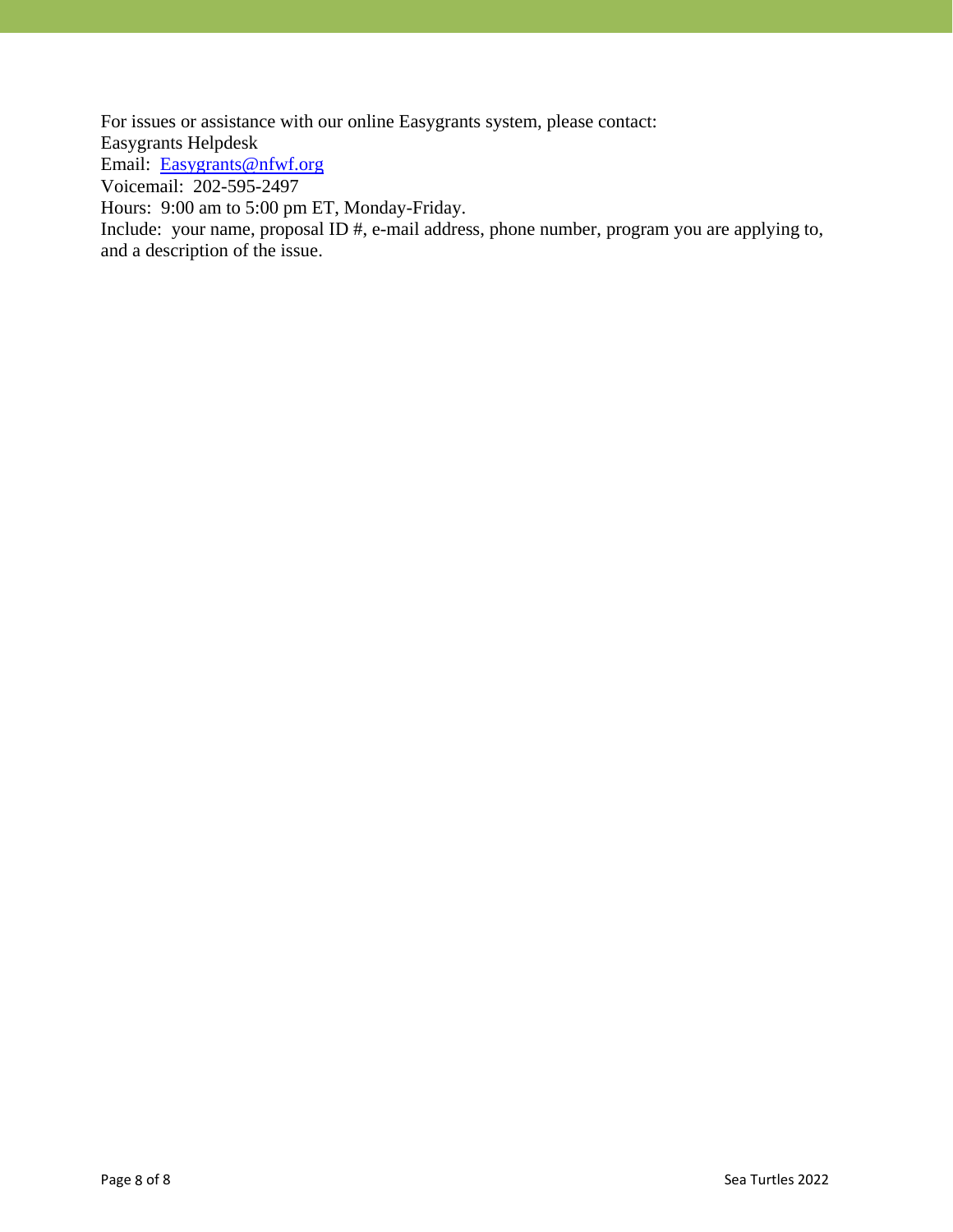For issues or assistance with our online Easygrants system, please contact:
Easygrants Helpdesk
Email: [Easygrants@nfwf.org](mailto:Easygrants@nfwf.org)
Voicemail: 202-595-2497
Hours: 9:00 am to 5:00 pm ET, Monday-Friday.
Include: your name, proposal ID #, e-mail address, phone number, program you are applying to, and a description of the issue.